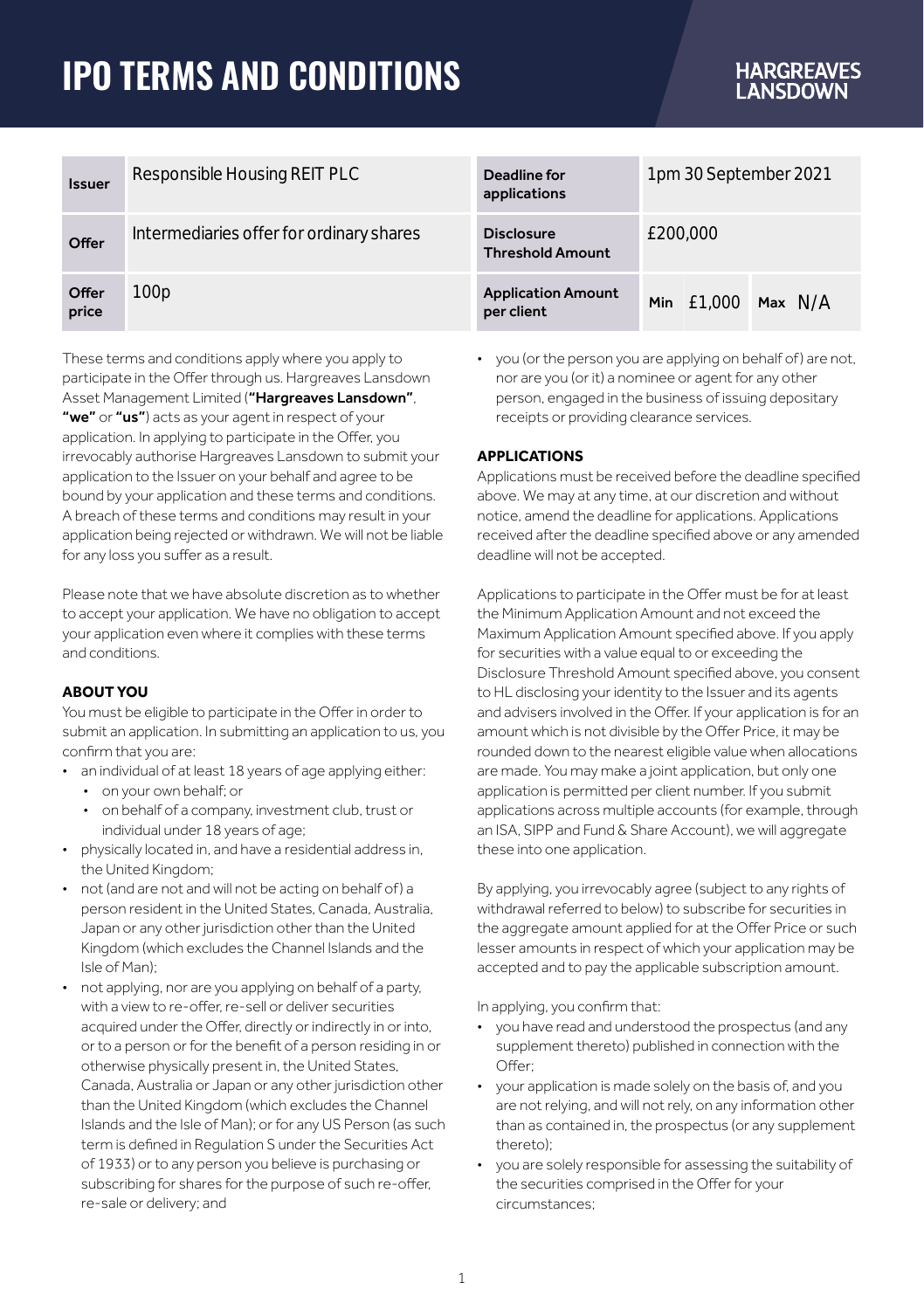# IPO TERMS AND CONDITIONS

HARGREAVES LANSDOWN

| | | | | |
|---|---|---|---|---|
| **Issuer** | Responsible Housing REIT PLC | **Deadline for applications** | 1pm 30 September 2021 | |
| **Offer** | Intermediaries offer for ordinary shares | **Disclosure Threshold Amount** | £200,000 | |
| **Offer price** | 100p | **Application Amount per client** | Min £1,000 | Max N/A |

These terms and conditions apply where you apply to participate in the Offer through us. Hargreaves Lansdown Asset Management Limited (**"Hargreaves Lansdown"**, **"we"** or **"us"**) acts as your agent in respect of your application. In applying to participate in the Offer, you irrevocably authorise Hargreaves Lansdown to submit your application to the Issuer on your behalf and agree to be bound by your application and these terms and conditions. A breach of these terms and conditions may result in your application being rejected or withdrawn. We will not be liable for any loss you suffer as a result.

Please note that we have absolute discretion as to whether to accept your application. We have no obligation to accept your application even where it complies with these terms and conditions.

**ABOUT YOU**

You must be eligible to participate in the Offer in order to submit an application. In submitting an application to us, you confirm that you are:

- an individual of at least 18 years of age applying either:
  - on your own behalf; or
  - on behalf of a company, investment club, trust or individual under 18 years of age;
- physically located in, and have a residential address in, the United Kingdom;
- not (and are not and will not be acting on behalf of) a person resident in the United States, Canada, Australia, Japan or any other jurisdiction other than the United Kingdom (which excludes the Channel Islands and the Isle of Man);
- not applying, nor are you applying on behalf of a party, with a view to re-offer, re-sell or deliver securities acquired under the Offer, directly or indirectly in or into, or to a person or for the benefit of a person residing in or otherwise physically present in, the United States, Canada, Australia or Japan or any other jurisdiction other than the United Kingdom (which excludes the Channel Islands and the Isle of Man); or for any US Person (as such term is defined in Regulation S under the Securities Act of 1933) or to any person you believe is purchasing or subscribing for shares for the purpose of such re-offer, re-sale or delivery; and
- you (or the person you are applying on behalf of) are not, nor are you (or it) a nominee or agent for any other person, engaged in the business of issuing depositary receipts or providing clearance services.

**APPLICATIONS**

Applications must be received before the deadline specified above. We may at any time, at our discretion and without notice, amend the deadline for applications. Applications received after the deadline specified above or any amended deadline will not be accepted.

Applications to participate in the Offer must be for at least the Minimum Application Amount and not exceed the Maximum Application Amount specified above. If you apply for securities with a value equal to or exceeding the Disclosure Threshold Amount specified above, you consent to HL disclosing your identity to the Issuer and its agents and advisers involved in the Offer. If your application is for an amount which is not divisible by the Offer Price, it may be rounded down to the nearest eligible value when allocations are made. You may make a joint application, but only one application is permitted per client number. If you submit applications across multiple accounts (for example, through an ISA, SIPP and Fund & Share Account), we will aggregate these into one application.

By applying, you irrevocably agree (subject to any rights of withdrawal referred to below) to subscribe for securities in the aggregate amount applied for at the Offer Price or such lesser amounts in respect of which your application may be accepted and to pay the applicable subscription amount.

In applying, you confirm that:

- you have read and understood the prospectus (and any supplement thereto) published in connection with the Offer;
- your application is made solely on the basis of, and you are not relying, and will not rely, on any information other than as contained in, the prospectus (or any supplement thereto);
- you are solely responsible for assessing the suitability of the securities comprised in the Offer for your circumstances;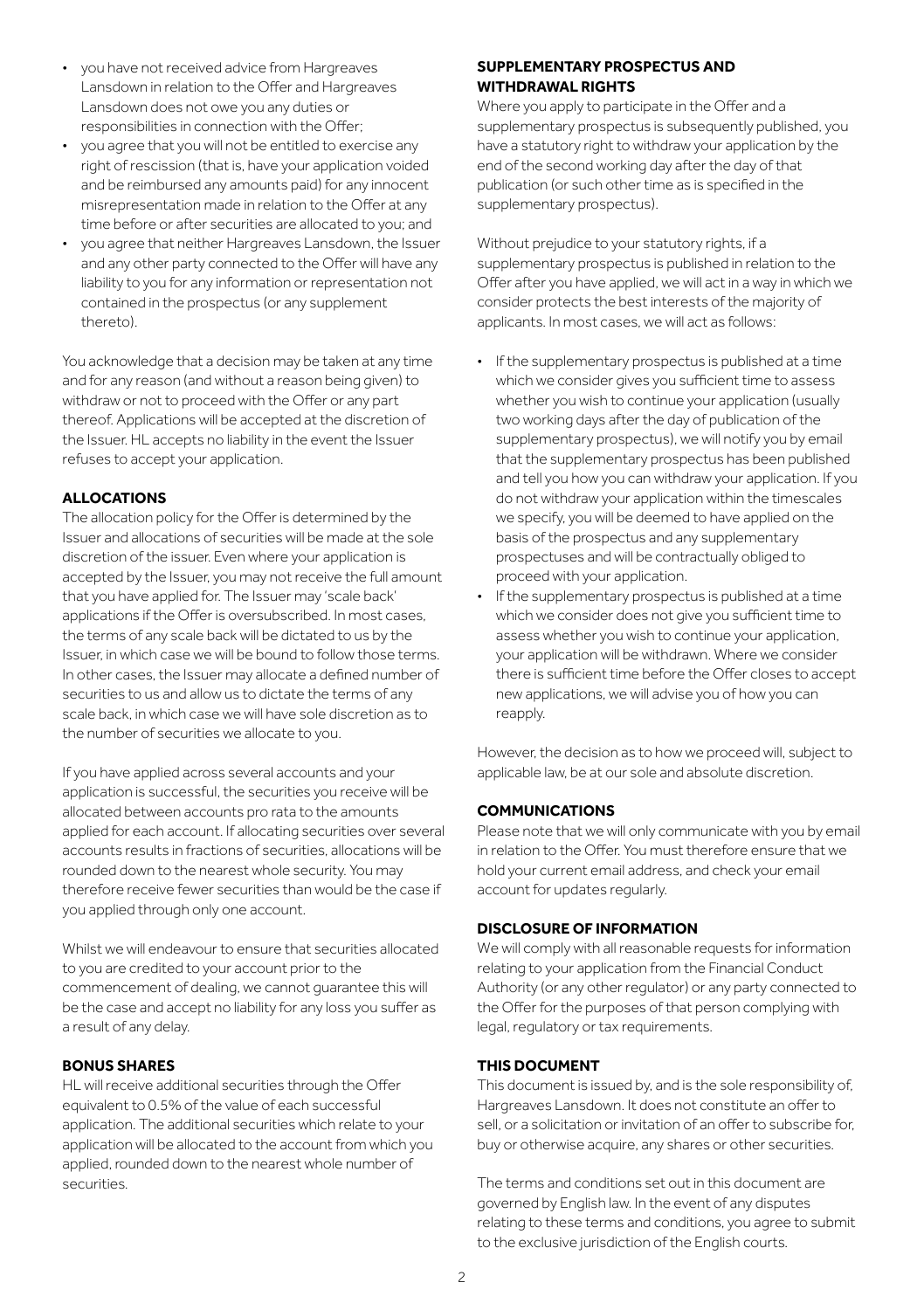- you have not received advice from Hargreaves Lansdown in relation to the Offer and Hargreaves Lansdown does not owe you any duties or responsibilities in connection with the Offer;
- you agree that you will not be entitled to exercise any right of rescission (that is, have your application voided and be reimbursed any amounts paid) for any innocent misrepresentation made in relation to the Offer at any time before or after securities are allocated to you; and
- you agree that neither Hargreaves Lansdown, the Issuer and any other party connected to the Offer will have any liability to you for any information or representation not contained in the prospectus (or any supplement thereto).

You acknowledge that a decision may be taken at any time and for any reason (and without a reason being given) to withdraw or not to proceed with the Offer or any part thereof. Applications will be accepted at the discretion of the Issuer. HL accepts no liability in the event the Issuer refuses to accept your application.

**ALLOCATIONS**

The allocation policy for the Offer is determined by the Issuer and allocations of securities will be made at the sole discretion of the issuer. Even where your application is accepted by the Issuer, you may not receive the full amount that you have applied for. The Issuer may 'scale back' applications if the Offer is oversubscribed. In most cases, the terms of any scale back will be dictated to us by the Issuer, in which case we will be bound to follow those terms. In other cases, the Issuer may allocate a defined number of securities to us and allow us to dictate the terms of any scale back, in which case we will have sole discretion as to the number of securities we allocate to you.

If you have applied across several accounts and your application is successful, the securities you receive will be allocated between accounts pro rata to the amounts applied for each account. If allocating securities over several accounts results in fractions of securities, allocations will be rounded down to the nearest whole security. You may therefore receive fewer securities than would be the case if you applied through only one account.

Whilst we will endeavour to ensure that securities allocated to you are credited to your account prior to the commencement of dealing, we cannot guarantee this will be the case and accept no liability for any loss you suffer as a result of any delay.

**BONUS SHARES**

HL will receive additional securities through the Offer equivalent to 0.5% of the value of each successful application. The additional securities which relate to your application will be allocated to the account from which you applied, rounded down to the nearest whole number of securities.

**SUPPLEMENTARY PROSPECTUS AND WITHDRAWAL RIGHTS**

Where you apply to participate in the Offer and a supplementary prospectus is subsequently published, you have a statutory right to withdraw your application by the end of the second working day after the day of that publication (or such other time as is specified in the supplementary prospectus).

Without prejudice to your statutory rights, if a supplementary prospectus is published in relation to the Offer after you have applied, we will act in a way in which we consider protects the best interests of the majority of applicants. In most cases, we will act as follows:

- If the supplementary prospectus is published at a time which we consider gives you sufficient time to assess whether you wish to continue your application (usually two working days after the day of publication of the supplementary prospectus), we will notify you by email that the supplementary prospectus has been published and tell you how you can withdraw your application. If you do not withdraw your application within the timescales we specify, you will be deemed to have applied on the basis of the prospectus and any supplementary prospectuses and will be contractually obliged to proceed with your application.
- If the supplementary prospectus is published at a time which we consider does not give you sufficient time to assess whether you wish to continue your application, your application will be withdrawn. Where we consider there is sufficient time before the Offer closes to accept new applications, we will advise you of how you can reapply.

However, the decision as to how we proceed will, subject to applicable law, be at our sole and absolute discretion.

**COMMUNICATIONS**

Please note that we will only communicate with you by email in relation to the Offer. You must therefore ensure that we hold your current email address, and check your email account for updates regularly.

**DISCLOSURE OF INFORMATION**

We will comply with all reasonable requests for information relating to your application from the Financial Conduct Authority (or any other regulator) or any party connected to the Offer for the purposes of that person complying with legal, regulatory or tax requirements.

**THIS DOCUMENT**

This document is issued by, and is the sole responsibility of, Hargreaves Lansdown. It does not constitute an offer to sell, or a solicitation or invitation of an offer to subscribe for, buy or otherwise acquire, any shares or other securities.

The terms and conditions set out in this document are governed by English law. In the event of any disputes relating to these terms and conditions, you agree to submit to the exclusive jurisdiction of the English courts.